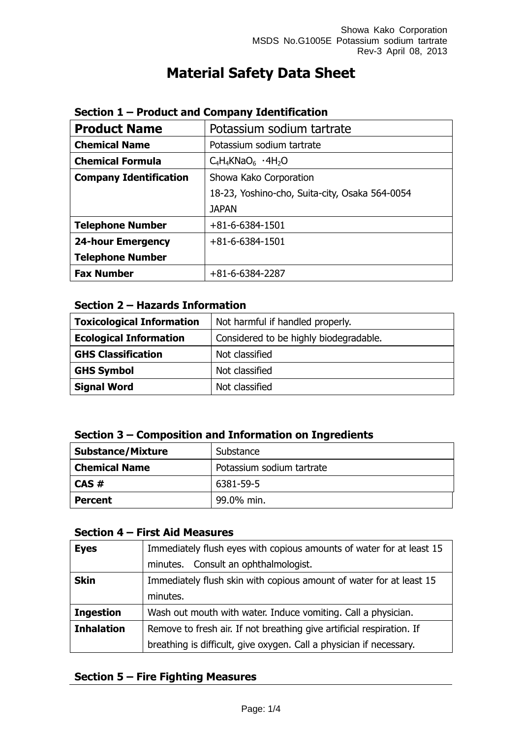# Material Safety Data Sheet

### Section 1 – Product and Company Identification

| | |
|---|---|
| **Product Name** | Potassium sodium tartrate |
| **Chemical Name** | Potassium sodium tartrate |
| **Chemical Formula** | $C_4H_4KNaO_6 \cdot 4H_2O$ |
| **Company Identification** | Showa Kako Corporation<br>18-23, Yoshino-cho, Suita-city, Osaka 564-0054<br>JAPAN |
| **Telephone Number** | +81-6-6384-1501 |
| **24-hour Emergency Telephone Number** | +81-6-6384-1501 |
| **Fax Number** | +81-6-6384-2287 |

### Section 2 – Hazards Information

| | |
|---|---|
| **Toxicological Information** | Not harmful if handled properly. |
| **Ecological Information** | Considered to be highly biodegradable. |
| **GHS Classification** | Not classified |
| **GHS Symbol** | Not classified |
| **Signal Word** | Not classified |

### Section 3 – Composition and Information on Ingredients

| | |
|---|---|
| **Substance/Mixture** | Substance |
| **Chemical Name** | Potassium sodium tartrate |
| **CAS #** | 6381-59-5 |
| **Percent** | 99.0% min. |

### Section 4 – First Aid Measures

| | |
|---|---|
| **Eyes** | Immediately flush eyes with copious amounts of water for at least 15 minutes. Consult an ophthalmologist. |
| **Skin** | Immediately flush skin with copious amount of water for at least 15 minutes. |
| **Ingestion** | Wash out mouth with water. Induce vomiting. Call a physician. |
| **Inhalation** | Remove to fresh air. If not breathing give artificial respiration. If breathing is difficult, give oxygen. Call a physician if necessary. |

### Section 5 – Fire Fighting Measures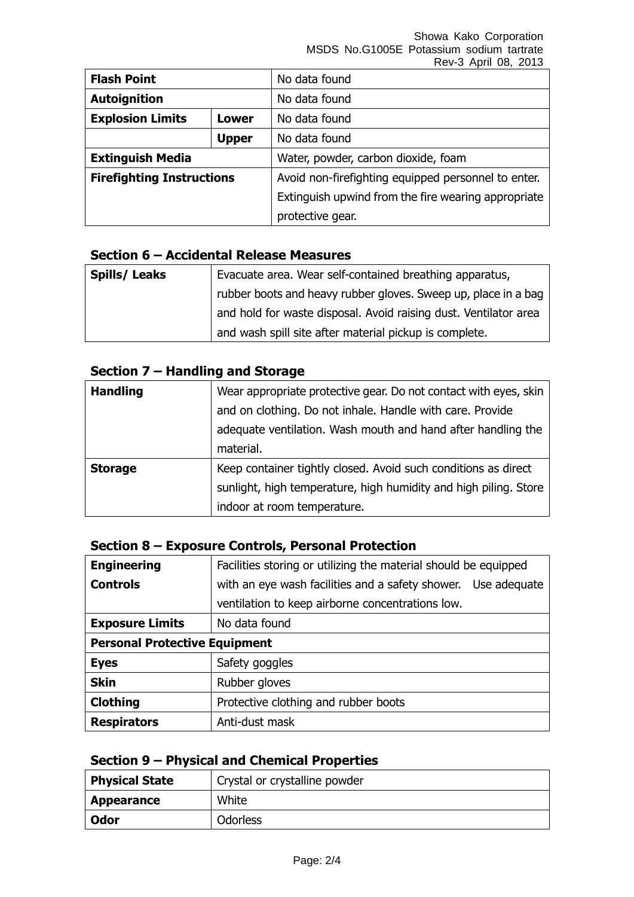| | | |
|---|---|---|
| **Flash Point** | | No data found |
| **Autoignition** | | No data found |
| **Explosion Limits** | **Lower** | No data found |
| | **Upper** | No data found |
| **Extinguish Media** | | Water, powder, carbon dioxide, foam |
| **Firefighting Instructions** | | Avoid non-firefighting equipped personnel to enter. Extinguish upwind from the fire wearing appropriate protective gear. |

### Section 6 – Accidental Release Measures

| | |
|---|---|
| **Spills/ Leaks** | Evacuate area. Wear self-contained breathing apparatus, rubber boots and heavy rubber gloves. Sweep up, place in a bag and hold for waste disposal. Avoid raising dust. Ventilator area and wash spill site after material pickup is complete. |

### Section 7 – Handling and Storage

| | |
|---|---|
| **Handling** | Wear appropriate protective gear. Do not contact with eyes, skin and on clothing. Do not inhale. Handle with care. Provide adequate ventilation. Wash mouth and hand after handling the material. |
| **Storage** | Keep container tightly closed. Avoid such conditions as direct sunlight, high temperature, high humidity and high piling. Store indoor at room temperature. |

### Section 8 – Exposure Controls, Personal Protection

| | |
|---|---|
| **Engineering Controls** | Facilities storing or utilizing the material should be equipped with an eye wash facilities and a safety shower. Use adequate ventilation to keep airborne concentrations low. |
| **Exposure Limits** | No data found |
| **Personal Protective Equipment** | |
| **Eyes** | Safety goggles |
| **Skin** | Rubber gloves |
| **Clothing** | Protective clothing and rubber boots |
| **Respirators** | Anti-dust mask |

### Section 9 – Physical and Chemical Properties

| | |
|---|---|
| **Physical State** | Crystal or crystalline powder |
| **Appearance** | White |
| **Odor** | Odorless |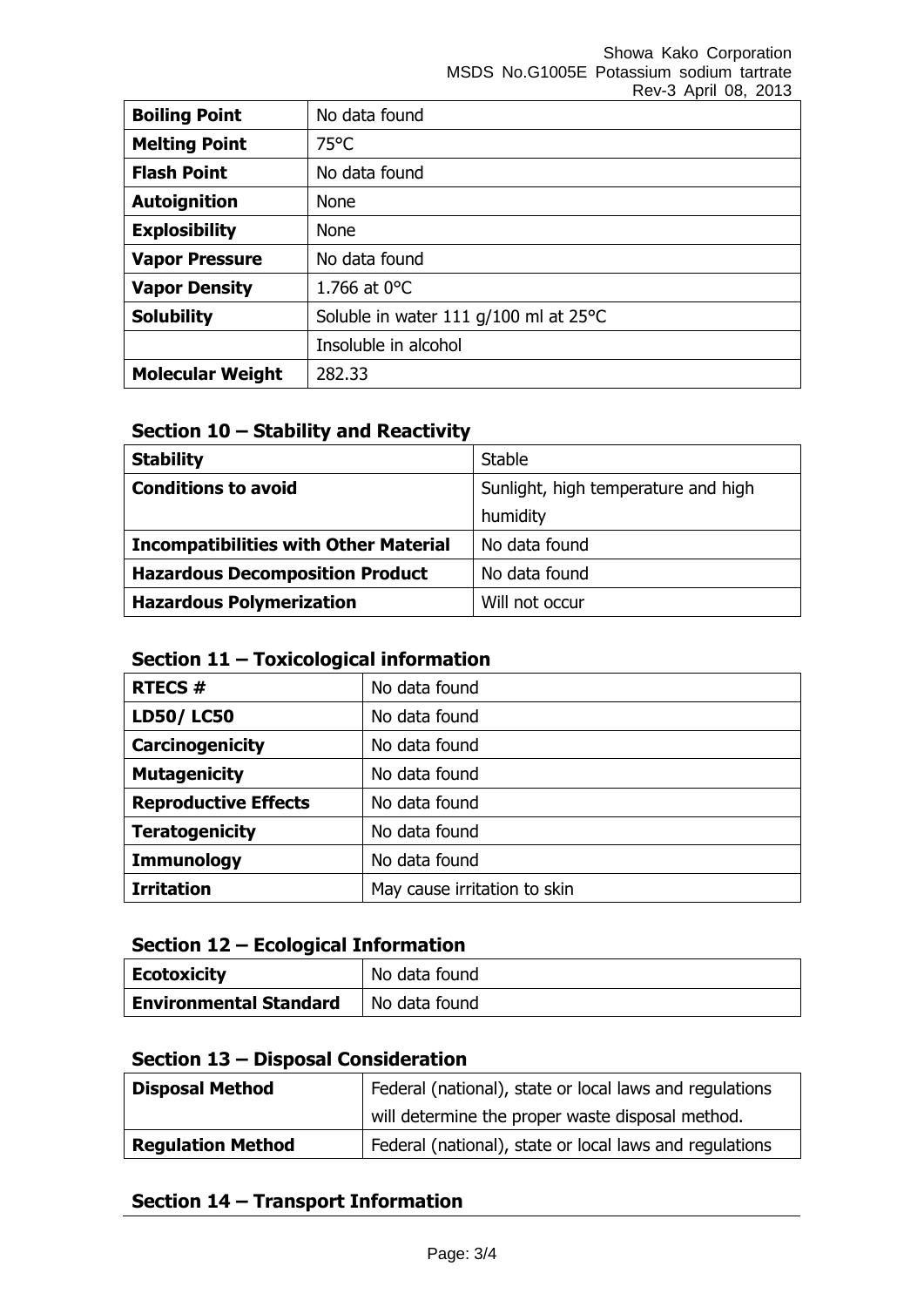| | |
|---|---|
| **Boiling Point** | No data found |
| **Melting Point** | 75°C |
| **Flash Point** | No data found |
| **Autoignition** | None |
| **Explosibility** | None |
| **Vapor Pressure** | No data found |
| **Vapor Density** | 1.766 at 0°C |
| **Solubility** | Soluble in water 111 g/100 ml at 25°C |
| | Insoluble in alcohol |
| **Molecular Weight** | 282.33 |

## Section 10 – Stability and Reactivity

| | |
|---|---|
| **Stability** | Stable |
| **Conditions to avoid** | Sunlight, high temperature and high humidity |
| **Incompatibilities with Other Material** | No data found |
| **Hazardous Decomposition Product** | No data found |
| **Hazardous Polymerization** | Will not occur |

## Section 11 – Toxicological information

| | |
|---|---|
| **RTECS #** | No data found |
| **LD50/ LC50** | No data found |
| **Carcinogenicity** | No data found |
| **Mutagenicity** | No data found |
| **Reproductive Effects** | No data found |
| **Teratogenicity** | No data found |
| **Immunology** | No data found |
| **Irritation** | May cause irritation to skin |

## Section 12 – Ecological Information

| | |
|---|---|
| **Ecotoxicity** | No data found |
| **Environmental Standard** | No data found |

## Section 13 – Disposal Consideration

| | |
|---|---|
| **Disposal Method** | Federal (national), state or local laws and regulations will determine the proper waste disposal method. |
| **Regulation Method** | Federal (national), state or local laws and regulations |

## Section 14 – Transport Information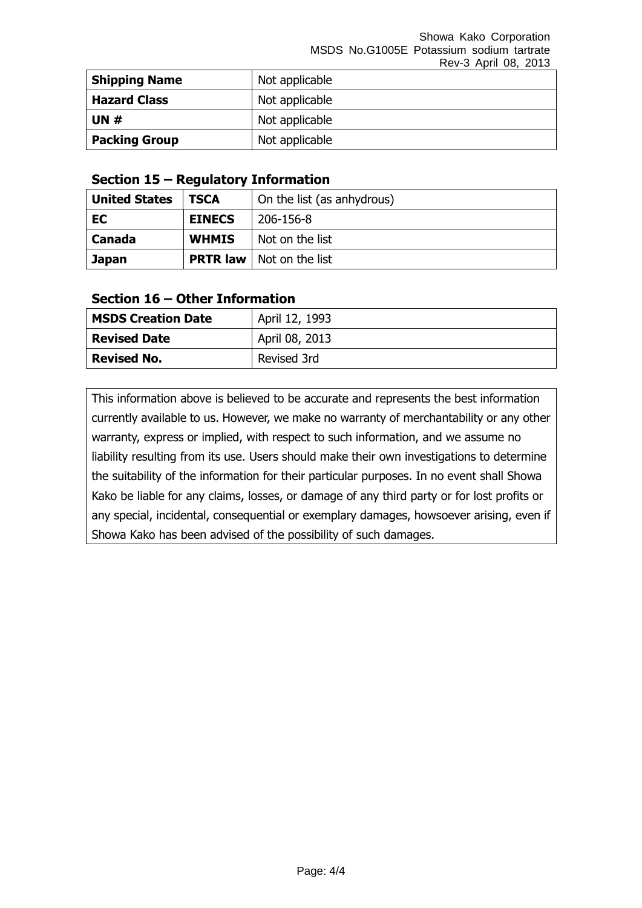| | |
|---|---|
| **Shipping Name** | Not applicable |
| **Hazard Class** | Not applicable |
| **UN #** | Not applicable |
| **Packing Group** | Not applicable |

## Section 15 – Regulatory Information

| | | |
|---|---|---|
| **United States** | **TSCA** | On the list (as anhydrous) |
| **EC** | **EINECS** | 206-156-8 |
| **Canada** | **WHMIS** | Not on the list |
| **Japan** | **PRTR law** | Not on the list |

## Section 16 – Other Information

| | |
|---|---|
| **MSDS Creation Date** | April 12, 1993 |
| **Revised Date** | April 08, 2013 |
| **Revised No.** | Revised 3rd |

This information above is believed to be accurate and represents the best information currently available to us. However, we make no warranty of merchantability or any other warranty, express or implied, with respect to such information, and we assume no liability resulting from its use. Users should make their own investigations to determine the suitability of the information for their particular purposes. In no event shall Showa Kako be liable for any claims, losses, or damage of any third party or for lost profits or any special, incidental, consequential or exemplary damages, howsoever arising, even if Showa Kako has been advised of the possibility of such damages.